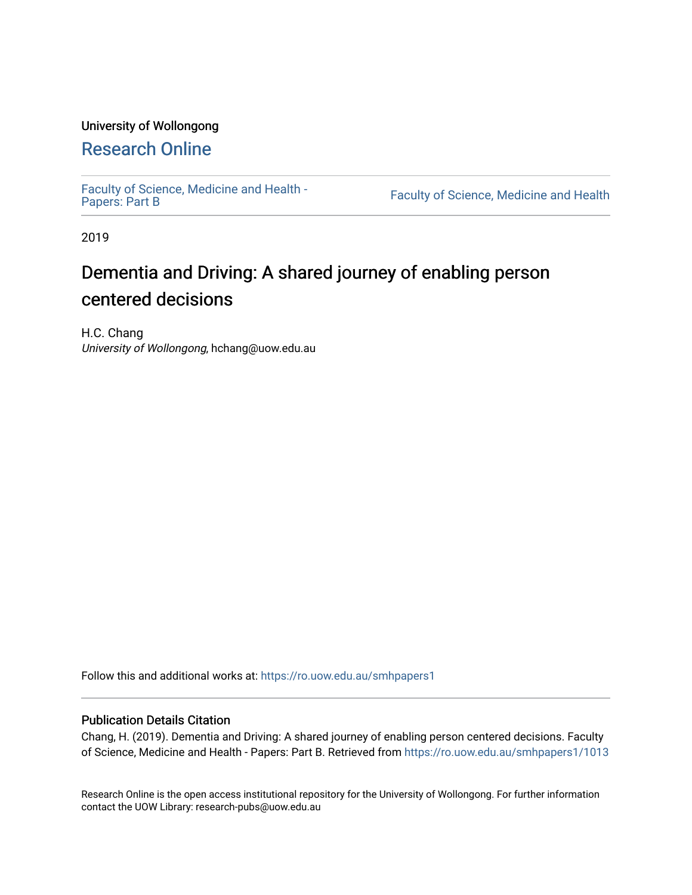University of Wollongong

# Research Online

Faculty of Science, Medicine and Health - Papers: Part B

Faculty of Science, Medicine and Health

2019

# Dementia and Driving: A shared journey of enabling person centered decisions

H.C. Chang
*University of Wollongong*, hchang@uow.edu.au

Follow this and additional works at: https://ro.uow.edu.au/smhpapers1

## Publication Details Citation

Chang, H. (2019). Dementia and Driving: A shared journey of enabling person centered decisions. Faculty of Science, Medicine and Health - Papers: Part B. Retrieved from https://ro.uow.edu.au/smhpapers1/1013

Research Online is the open access institutional repository for the University of Wollongong. For further information contact the UOW Library: research-pubs@uow.edu.au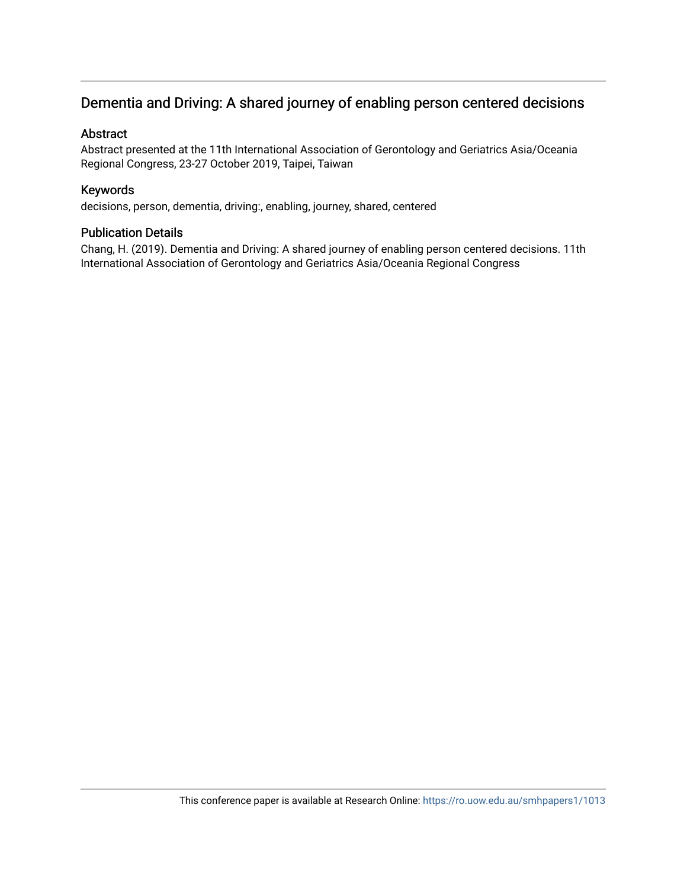# Dementia and Driving: A shared journey of enabling person centered decisions

## Abstract

Abstract presented at the 11th International Association of Gerontology and Geriatrics Asia/Oceania Regional Congress, 23-27 October 2019, Taipei, Taiwan

## Keywords

decisions, person, dementia, driving:, enabling, journey, shared, centered

## Publication Details

Chang, H. (2019). Dementia and Driving: A shared journey of enabling person centered decisions. 11th International Association of Gerontology and Geriatrics Asia/Oceania Regional Congress

This conference paper is available at Research Online: https://ro.uow.edu.au/smhpapers1/1013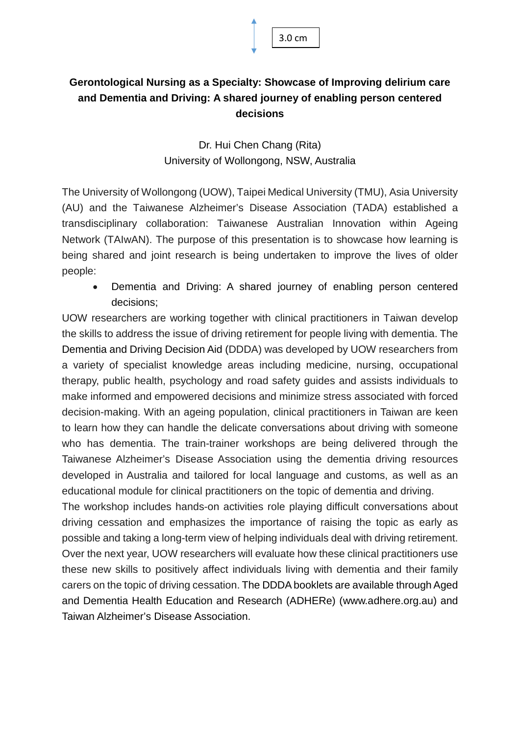3.0 cm

**Gerontological Nursing as a Specialty: Showcase of Improving delirium care and Dementia and Driving: A shared journey of enabling person centered decisions**

Dr. Hui Chen Chang (Rita)
University of Wollongong, NSW, Australia

The University of Wollongong (UOW), Taipei Medical University (TMU), Asia University (AU) and the Taiwanese Alzheimer's Disease Association (TADA) established a transdisciplinary collaboration: Taiwanese Australian Innovation within Ageing Network (TAIwAN). The purpose of this presentation is to showcase how learning is being shared and joint research is being undertaken to improve the lives of older people:

- Dementia and Driving: A shared journey of enabling person centered decisions;

UOW researchers are working together with clinical practitioners in Taiwan develop the skills to address the issue of driving retirement for people living with dementia. The Dementia and Driving Decision Aid (DDDA) was developed by UOW researchers from a variety of specialist knowledge areas including medicine, nursing, occupational therapy, public health, psychology and road safety guides and assists individuals to make informed and empowered decisions and minimize stress associated with forced decision-making. With an ageing population, clinical practitioners in Taiwan are keen to learn how they can handle the delicate conversations about driving with someone who has dementia. The train-trainer workshops are being delivered through the Taiwanese Alzheimer's Disease Association using the dementia driving resources developed in Australia and tailored for local language and customs, as well as an educational module for clinical practitioners on the topic of dementia and driving.
The workshop includes hands-on activities role playing difficult conversations about driving cessation and emphasizes the importance of raising the topic as early as possible and taking a long-term view of helping individuals deal with driving retirement. Over the next year, UOW researchers will evaluate how these clinical practitioners use these new skills to positively affect individuals living with dementia and their family carers on the topic of driving cessation. The DDDA booklets are available through Aged and Dementia Health Education and Research (ADHERe) (www.adhere.org.au) and Taiwan Alzheimer's Disease Association.